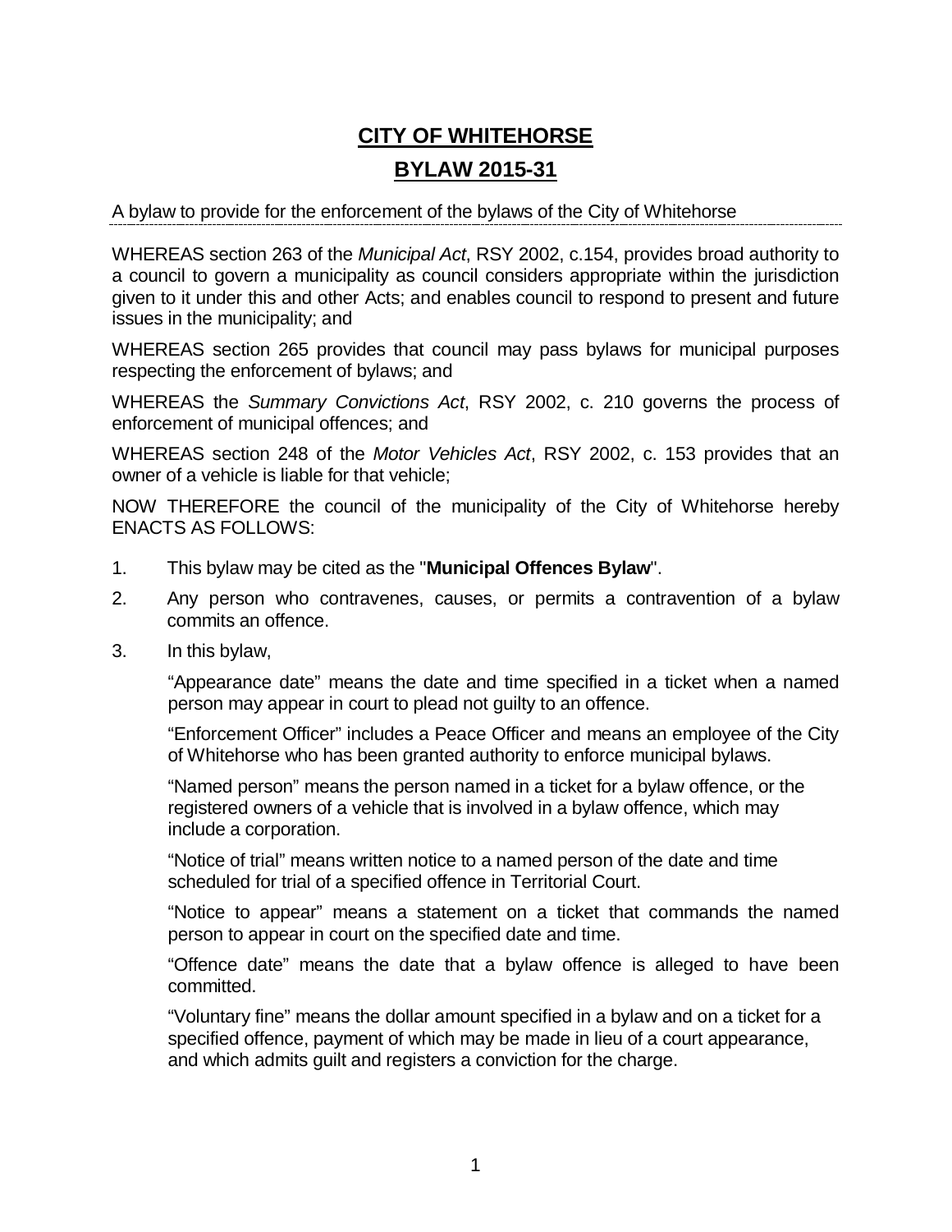# CITY OF WHITEHORSE

## BYLAW 2015-31

A bylaw to provide for the enforcement of the bylaws of the City of Whitehorse

---

WHEREAS section 263 of the *Municipal Act*, RSY 2002, c.154, provides broad authority to a council to govern a municipality as council considers appropriate within the jurisdiction given to it under this and other Acts; and enables council to respond to present and future issues in the municipality; and

WHEREAS section 265 provides that council may pass bylaws for municipal purposes respecting the enforcement of bylaws; and

WHEREAS the *Summary Convictions Act*, RSY 2002, c. 210 governs the process of enforcement of municipal offences; and

WHEREAS section 248 of the *Motor Vehicles Act*, RSY 2002, c. 153 provides that an owner of a vehicle is liable for that vehicle;

NOW THEREFORE the council of the municipality of the City of Whitehorse hereby ENACTS AS FOLLOWS:

1. This bylaw may be cited as the "**Municipal Offences Bylaw**".
2. Any person who contravenes, causes, or permits a contravention of a bylaw commits an offence.
3. In this bylaw,

   "Appearance date" means the date and time specified in a ticket when a named person may appear in court to plead not guilty to an offence.

   "Enforcement Officer" includes a Peace Officer and means an employee of the City of Whitehorse who has been granted authority to enforce municipal bylaws.

   "Named person" means the person named in a ticket for a bylaw offence, or the registered owners of a vehicle that is involved in a bylaw offence, which may include a corporation.

   "Notice of trial" means written notice to a named person of the date and time scheduled for trial of a specified offence in Territorial Court.

   "Notice to appear" means a statement on a ticket that commands the named person to appear in court on the specified date and time.

   "Offence date" means the date that a bylaw offence is alleged to have been committed.

   "Voluntary fine" means the dollar amount specified in a bylaw and on a ticket for a specified offence, payment of which may be made in lieu of a court appearance, and which admits guilt and registers a conviction for the charge.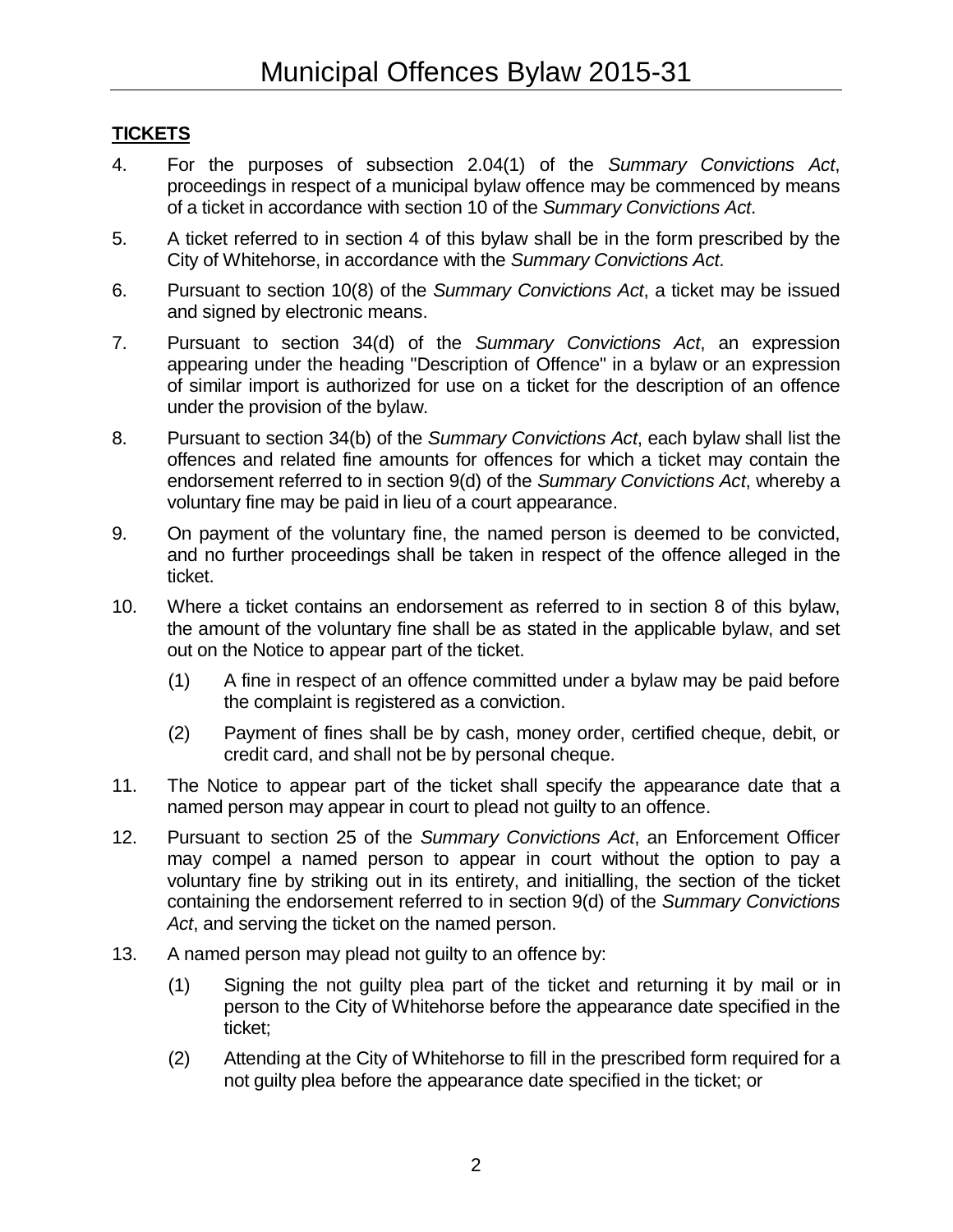## TICKETS

4. For the purposes of subsection 2.04(1) of the *Summary Convictions Act*, proceedings in respect of a municipal bylaw offence may be commenced by means of a ticket in accordance with section 10 of the *Summary Convictions Act*.

5. A ticket referred to in section 4 of this bylaw shall be in the form prescribed by the City of Whitehorse, in accordance with the *Summary Convictions Act*.

6. Pursuant to section 10(8) of the *Summary Convictions Act*, a ticket may be issued and signed by electronic means.

7. Pursuant to section 34(d) of the *Summary Convictions Act*, an expression appearing under the heading "Description of Offence" in a bylaw or an expression of similar import is authorized for use on a ticket for the description of an offence under the provision of the bylaw.

8. Pursuant to section 34(b) of the *Summary Convictions Act*, each bylaw shall list the offences and related fine amounts for offences for which a ticket may contain the endorsement referred to in section 9(d) of the *Summary Convictions Act*, whereby a voluntary fine may be paid in lieu of a court appearance.

9. On payment of the voluntary fine, the named person is deemed to be convicted, and no further proceedings shall be taken in respect of the offence alleged in the ticket.

10. Where a ticket contains an endorsement as referred to in section 8 of this bylaw, the amount of the voluntary fine shall be as stated in the applicable bylaw, and set out on the Notice to appear part of the ticket.

    (1) A fine in respect of an offence committed under a bylaw may be paid before the complaint is registered as a conviction.

    (2) Payment of fines shall be by cash, money order, certified cheque, debit, or credit card, and shall not be by personal cheque.

11. The Notice to appear part of the ticket shall specify the appearance date that a named person may appear in court to plead not guilty to an offence.

12. Pursuant to section 25 of the *Summary Convictions Act*, an Enforcement Officer may compel a named person to appear in court without the option to pay a voluntary fine by striking out in its entirety, and initialling, the section of the ticket containing the endorsement referred to in section 9(d) of the *Summary Convictions Act*, and serving the ticket on the named person.

13. A named person may plead not guilty to an offence by:

    (1) Signing the not guilty plea part of the ticket and returning it by mail or in person to the City of Whitehorse before the appearance date specified in the ticket;

    (2) Attending at the City of Whitehorse to fill in the prescribed form required for a not guilty plea before the appearance date specified in the ticket; or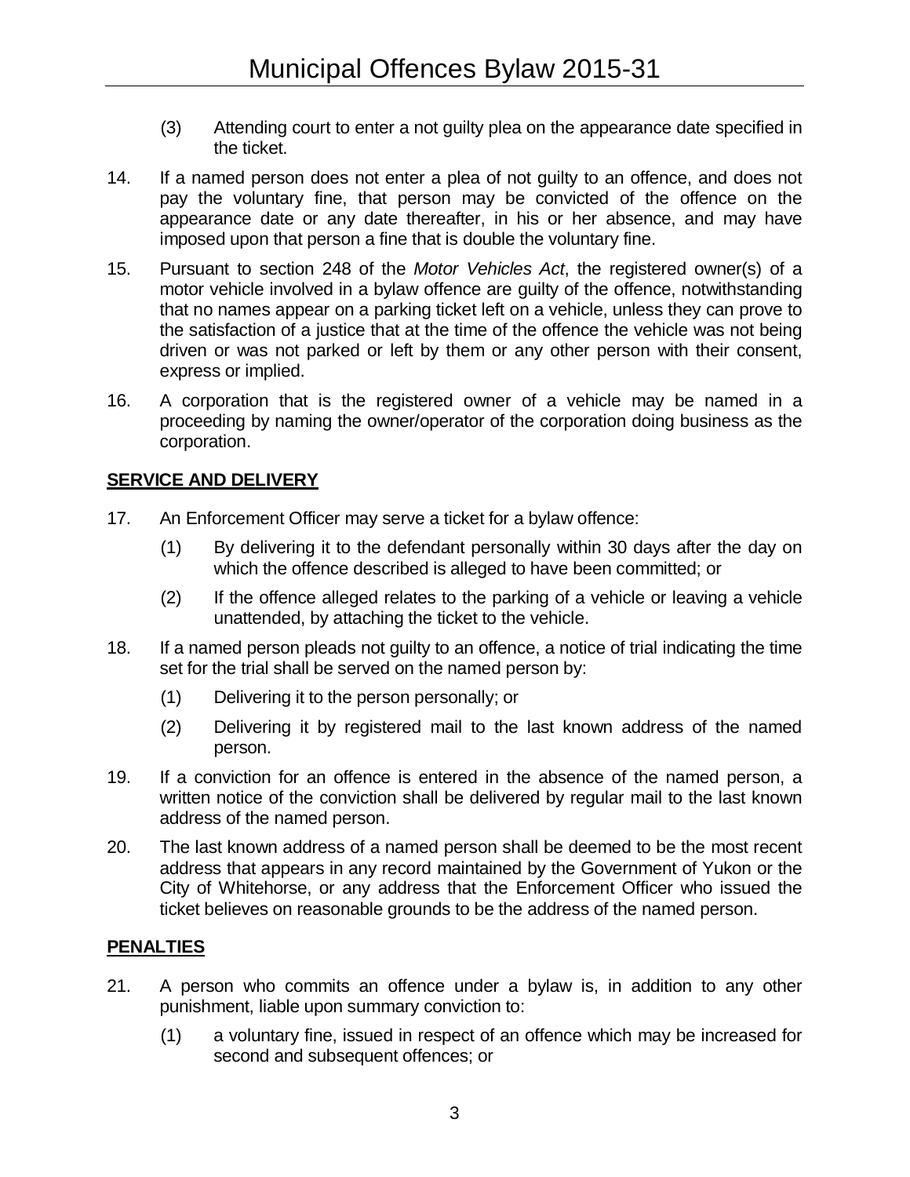(3) Attending court to enter a not guilty plea on the appearance date specified in the ticket.

14. If a named person does not enter a plea of not guilty to an offence, and does not pay the voluntary fine, that person may be convicted of the offence on the appearance date or any date thereafter, in his or her absence, and may have imposed upon that person a fine that is double the voluntary fine.

15. Pursuant to section 248 of the *Motor Vehicles Act*, the registered owner(s) of a motor vehicle involved in a bylaw offence are guilty of the offence, notwithstanding that no names appear on a parking ticket left on a vehicle, unless they can prove to the satisfaction of a justice that at the time of the offence the vehicle was not being driven or was not parked or left by them or any other person with their consent, express or implied.

16. A corporation that is the registered owner of a vehicle may be named in a proceeding by naming the owner/operator of the corporation doing business as the corporation.

## SERVICE AND DELIVERY

17. An Enforcement Officer may serve a ticket for a bylaw offence:

    (1) By delivering it to the defendant personally within 30 days after the day on which the offence described is alleged to have been committed; or

    (2) If the offence alleged relates to the parking of a vehicle or leaving a vehicle unattended, by attaching the ticket to the vehicle.

18. If a named person pleads not guilty to an offence, a notice of trial indicating the time set for the trial shall be served on the named person by:

    (1) Delivering it to the person personally; or

    (2) Delivering it by registered mail to the last known address of the named person.

19. If a conviction for an offence is entered in the absence of the named person, a written notice of the conviction shall be delivered by regular mail to the last known address of the named person.

20. The last known address of a named person shall be deemed to be the most recent address that appears in any record maintained by the Government of Yukon or the City of Whitehorse, or any address that the Enforcement Officer who issued the ticket believes on reasonable grounds to be the address of the named person.

## PENALTIES

21. A person who commits an offence under a bylaw is, in addition to any other punishment, liable upon summary conviction to:

    (1) a voluntary fine, issued in respect of an offence which may be increased for second and subsequent offences; or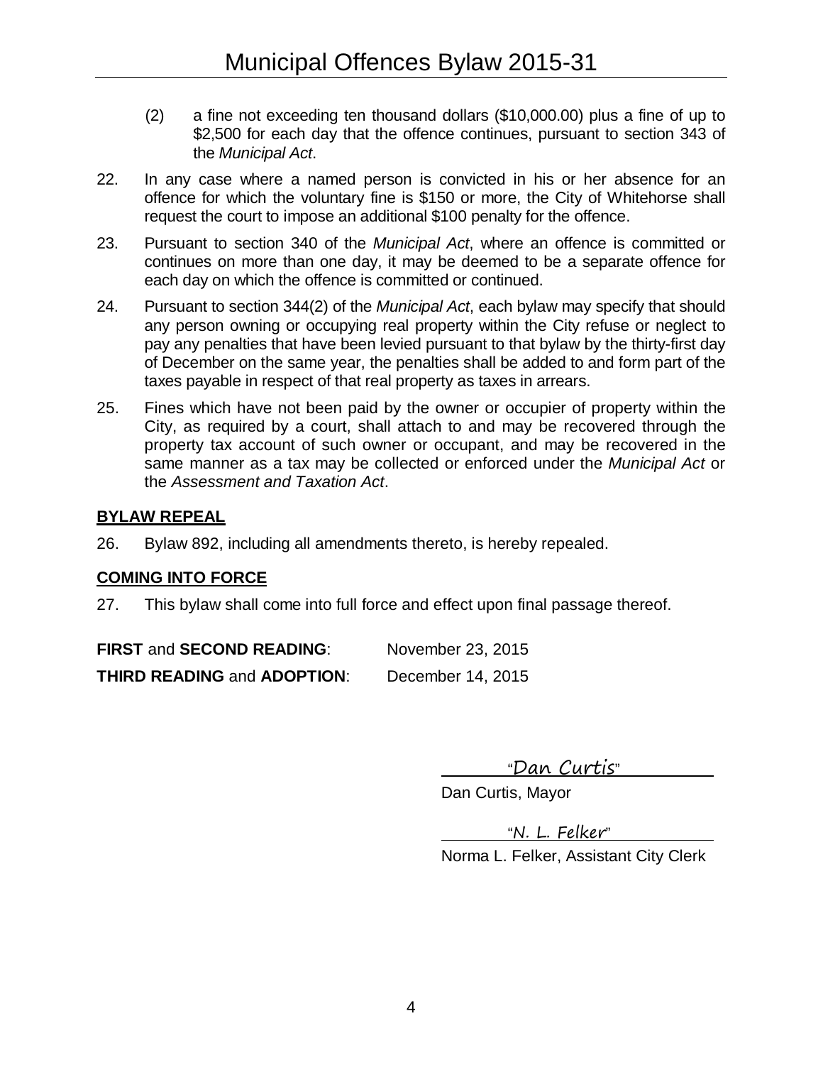(2) a fine not exceeding ten thousand dollars ($10,000.00) plus a fine of up to $2,500 for each day that the offence continues, pursuant to section 343 of the *Municipal Act*.

22. In any case where a named person is convicted in his or her absence for an offence for which the voluntary fine is $150 or more, the City of Whitehorse shall request the court to impose an additional $100 penalty for the offence.

23. Pursuant to section 340 of the *Municipal Act*, where an offence is committed or continues on more than one day, it may be deemed to be a separate offence for each day on which the offence is committed or continued.

24. Pursuant to section 344(2) of the *Municipal Act*, each bylaw may specify that should any person owning or occupying real property within the City refuse or neglect to pay any penalties that have been levied pursuant to that bylaw by the thirty-first day of December on the same year, the penalties shall be added to and form part of the taxes payable in respect of that real property as taxes in arrears.

25. Fines which have not been paid by the owner or occupier of property within the City, as required by a court, shall attach to and may be recovered through the property tax account of such owner or occupant, and may be recovered in the same manner as a tax may be collected or enforced under the *Municipal Act* or the *Assessment and Taxation Act*.

## BYLAW REPEAL

26. Bylaw 892, including all amendments thereto, is hereby repealed.

## COMING INTO FORCE

27. This bylaw shall come into full force and effect upon final passage thereof.

**FIRST** and **SECOND READING**: November 23, 2015

**THIRD READING** and **ADOPTION**: December 14, 2015

"Dan Curtis"

Dan Curtis, Mayor

"N. L. Felker"

Norma L. Felker, Assistant City Clerk